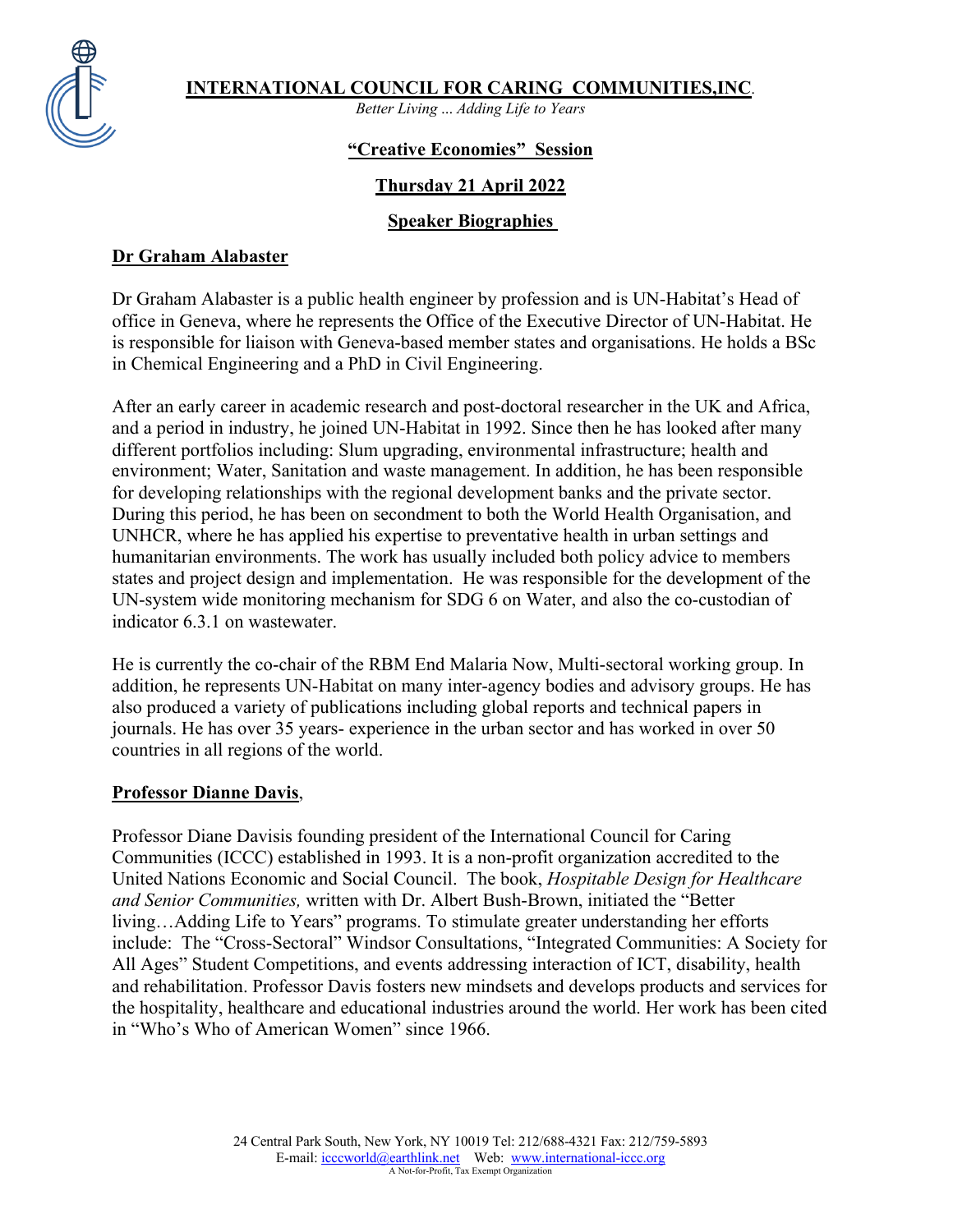**INTERNATIONAL COUNCIL FOR CARING COMMUNITIES,INC.**

*Better Living ... Adding Life to Years*

## "Creative Economies" Session

## Thursday 21 April 2022

## Speaker Biographies

### Dr Graham Alabaster

Dr Graham Alabaster is a public health engineer by profession and is UN-Habitat's Head of office in Geneva, where he represents the Office of the Executive Director of UN-Habitat. He is responsible for liaison with Geneva-based member states and organisations. He holds a BSc in Chemical Engineering and a PhD in Civil Engineering.

After an early career in academic research and post-doctoral researcher in the UK and Africa, and a period in industry, he joined UN-Habitat in 1992. Since then he has looked after many different portfolios including: Slum upgrading, environmental infrastructure; health and environment; Water, Sanitation and waste management. In addition, he has been responsible for developing relationships with the regional development banks and the private sector. During this period, he has been on secondment to both the World Health Organisation, and UNHCR, where he has applied his expertise to preventative health in urban settings and humanitarian environments. The work has usually included both policy advice to members states and project design and implementation. He was responsible for the development of the UN-system wide monitoring mechanism for SDG 6 on Water, and also the co-custodian of indicator 6.3.1 on wastewater.

He is currently the co-chair of the RBM End Malaria Now, Multi-sectoral working group. In addition, he represents UN-Habitat on many inter-agency bodies and advisory groups. He has also produced a variety of publications including global reports and technical papers in journals. He has over 35 years- experience in the urban sector and has worked in over 50 countries in all regions of the world.

### Professor Dianne Davis,

Professor Diane Davisis founding president of the International Council for Caring Communities (ICCC) established in 1993. It is a non-profit organization accredited to the United Nations Economic and Social Council. The book, *Hospitable Design for Healthcare and Senior Communities,* written with Dr. Albert Bush-Brown, initiated the "Better living…Adding Life to Years" programs. To stimulate greater understanding her efforts include: The "Cross-Sectoral" Windsor Consultations, "Integrated Communities: A Society for All Ages" Student Competitions, and events addressing interaction of ICT, disability, health and rehabilitation. Professor Davis fosters new mindsets and develops products and services for the hospitality, healthcare and educational industries around the world. Her work has been cited in "Who's Who of American Women" since 1966.

24 Central Park South, New York, NY 10019 Tel: 212/688-4321 Fax: 212/759-5893
E-mail: icccworld@earthlink.net Web: www.international-iccc.org
A Not-for-Profit, Tax Exempt Organization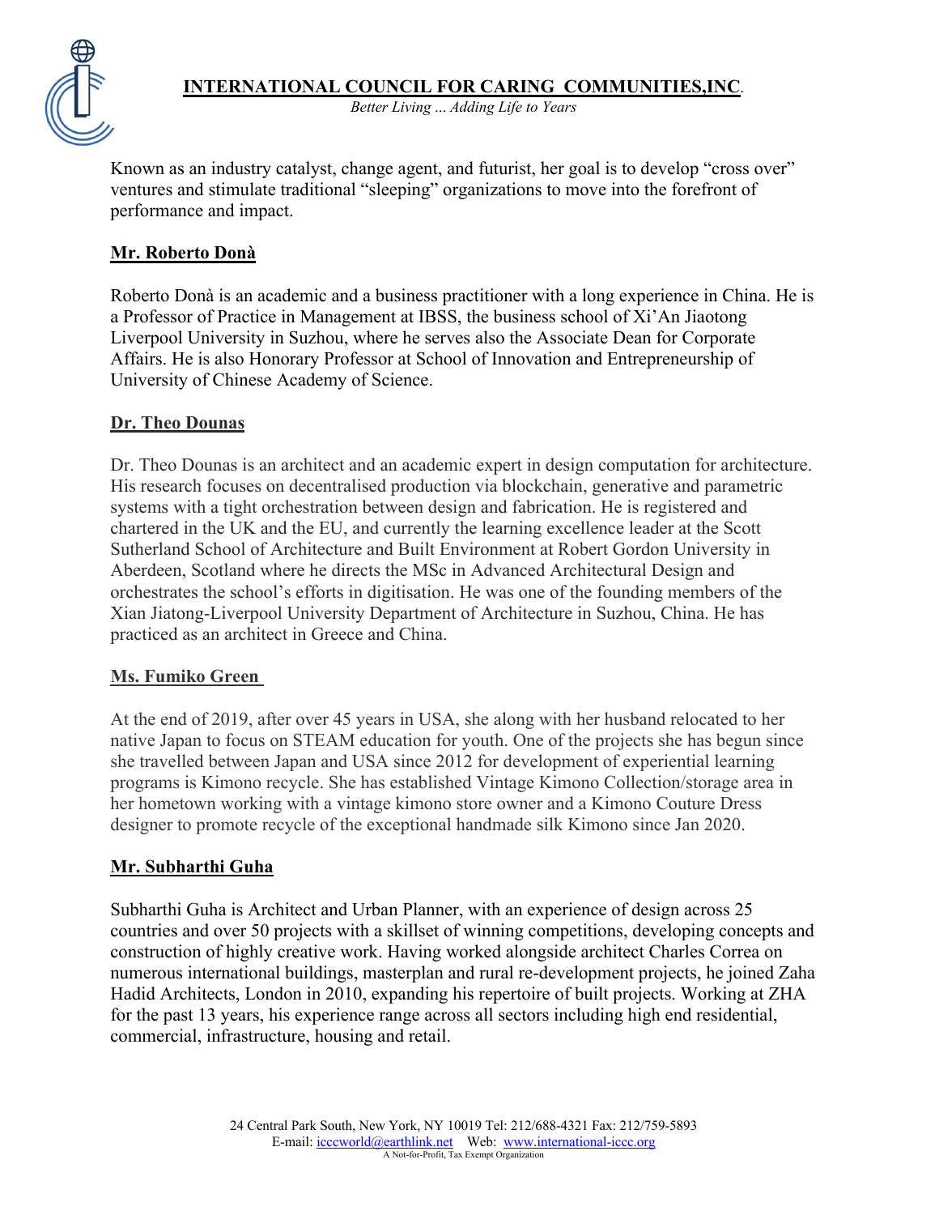Known as an industry catalyst, change agent, and futurist, her goal is to develop "cross over" ventures and stimulate traditional "sleeping" organizations to move into the forefront of performance and impact.

**Mr. Roberto Donà**

Roberto Donà is an academic and a business practitioner with a long experience in China. He is a Professor of Practice in Management at IBSS, the business school of Xi'An Jiaotong Liverpool University in Suzhou, where he serves also the Associate Dean for Corporate Affairs. He is also Honorary Professor at School of Innovation and Entrepreneurship of University of Chinese Academy of Science.

**Dr. Theo Dounas**

Dr. Theo Dounas is an architect and an academic expert in design computation for architecture. His research focuses on decentralised production via blockchain, generative and parametric systems with a tight orchestration between design and fabrication. He is registered and chartered in the UK and the EU, and currently the learning excellence leader at the Scott Sutherland School of Architecture and Built Environment at Robert Gordon University in Aberdeen, Scotland where he directs the MSc in Advanced Architectural Design and orchestrates the school's efforts in digitisation. He was one of the founding members of the Xian Jiatong-Liverpool University Department of Architecture in Suzhou, China. He has practiced as an architect in Greece and China.

**Ms. Fumiko Green**

At the end of 2019, after over 45 years in USA, she along with her husband relocated to her native Japan to focus on STEAM education for youth. One of the projects she has begun since she travelled between Japan and USA since 2012 for development of experiential learning programs is Kimono recycle. She has established Vintage Kimono Collection/storage area in her hometown working with a vintage kimono store owner and a Kimono Couture Dress designer to promote recycle of the exceptional handmade silk Kimono since Jan 2020.

**Mr. Subharthi Guha**

Subharthi Guha is Architect and Urban Planner, with an experience of design across 25 countries and over 50 projects with a skillset of winning competitions, developing concepts and construction of highly creative work. Having worked alongside architect Charles Correa on numerous international buildings, masterplan and rural re-development projects, he joined Zaha Hadid Architects, London in 2010, expanding his repertoire of built projects. Working at ZHA for the past 13 years, his experience range across all sectors including high end residential, commercial, infrastructure, housing and retail.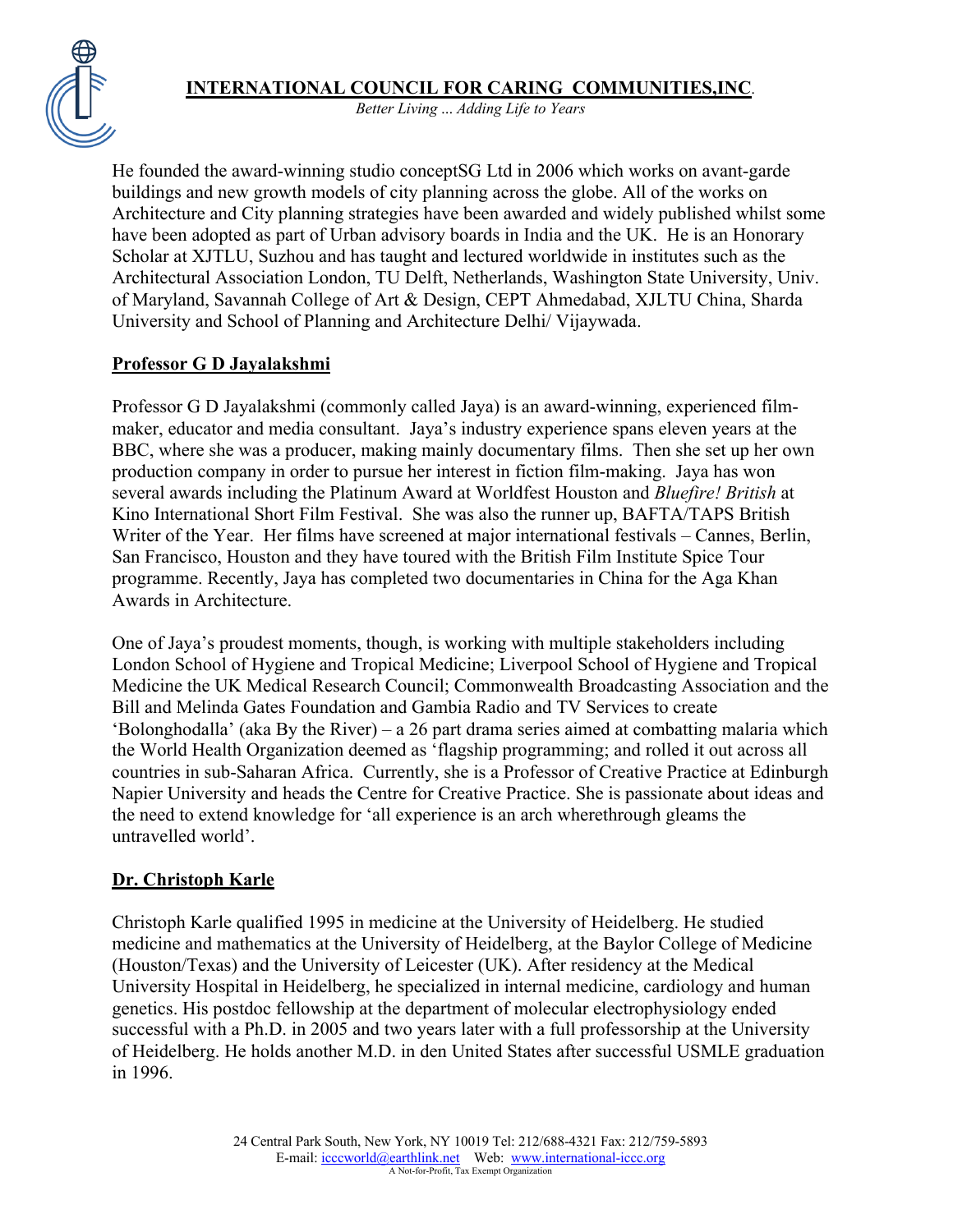He founded the award-winning studio conceptSG Ltd in 2006 which works on avant-garde buildings and new growth models of city planning across the globe. All of the works on Architecture and City planning strategies have been awarded and widely published whilst some have been adopted as part of Urban advisory boards in India and the UK. He is an Honorary Scholar at XJTLU, Suzhou and has taught and lectured worldwide in institutes such as the Architectural Association London, TU Delft, Netherlands, Washington State University, Univ. of Maryland, Savannah College of Art & Design, CEPT Ahmedabad, XJLTU China, Sharda University and School of Planning and Architecture Delhi/ Vijaywada.

**Professor G D Jayalakshmi**

Professor G D Jayalakshmi (commonly called Jaya) is an award-winning, experienced film-maker, educator and media consultant. Jaya's industry experience spans eleven years at the BBC, where she was a producer, making mainly documentary films. Then she set up her own production company in order to pursue her interest in fiction film-making. Jaya has won several awards including the Platinum Award at Worldfest Houston and *Bluefire! British* at Kino International Short Film Festival. She was also the runner up, BAFTA/TAPS British Writer of the Year. Her films have screened at major international festivals – Cannes, Berlin, San Francisco, Houston and they have toured with the British Film Institute Spice Tour programme. Recently, Jaya has completed two documentaries in China for the Aga Khan Awards in Architecture.

One of Jaya's proudest moments, though, is working with multiple stakeholders including London School of Hygiene and Tropical Medicine; Liverpool School of Hygiene and Tropical Medicine the UK Medical Research Council; Commonwealth Broadcasting Association and the Bill and Melinda Gates Foundation and Gambia Radio and TV Services to create 'Bolonghodalla' (aka By the River) – a 26 part drama series aimed at combatting malaria which the World Health Organization deemed as 'flagship programming; and rolled it out across all countries in sub-Saharan Africa. Currently, she is a Professor of Creative Practice at Edinburgh Napier University and heads the Centre for Creative Practice. She is passionate about ideas and the need to extend knowledge for 'all experience is an arch wherethrough gleams the untravelled world'.

**Dr. Christoph Karle**

Christoph Karle qualified 1995 in medicine at the University of Heidelberg. He studied medicine and mathematics at the University of Heidelberg, at the Baylor College of Medicine (Houston/Texas) and the University of Leicester (UK). After residency at the Medical University Hospital in Heidelberg, he specialized in internal medicine, cardiology and human genetics. His postdoc fellowship at the department of molecular electrophysiology ended successful with a Ph.D. in 2005 and two years later with a full professorship at the University of Heidelberg. He holds another M.D. in den United States after successful USMLE graduation in 1996.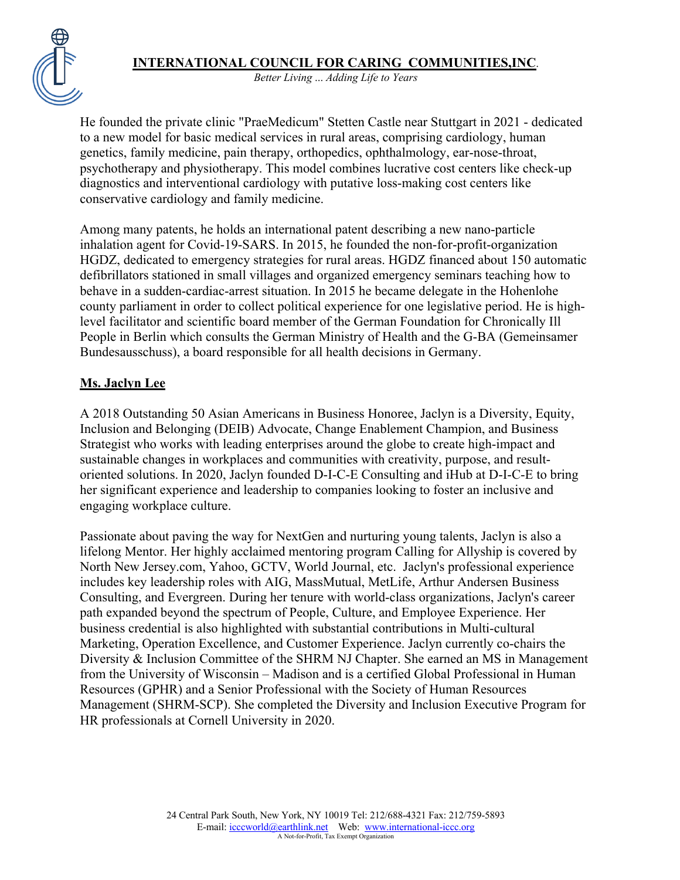He founded the private clinic "PraeMedicum" Stetten Castle near Stuttgart in 2021 - dedicated to a new model for basic medical services in rural areas, comprising cardiology, human genetics, family medicine, pain therapy, orthopedics, ophthalmology, ear-nose-throat, psychotherapy and physiotherapy. This model combines lucrative cost centers like check-up diagnostics and interventional cardiology with putative loss-making cost centers like conservative cardiology and family medicine.

Among many patents, he holds an international patent describing a new nano-particle inhalation agent for Covid-19-SARS. In 2015, he founded the non-for-profit-organization HGDZ, dedicated to emergency strategies for rural areas. HGDZ financed about 150 automatic defibrillators stationed in small villages and organized emergency seminars teaching how to behave in a sudden-cardiac-arrest situation. In 2015 he became delegate in the Hohenlohe county parliament in order to collect political experience for one legislative period. He is high-level facilitator and scientific board member of the German Foundation for Chronically Ill People in Berlin which consults the German Ministry of Health and the G-BA (Gemeinsamer Bundesausschuss), a board responsible for all health decisions in Germany.

## **Ms. Jaclyn Lee**

A 2018 Outstanding 50 Asian Americans in Business Honoree, Jaclyn is a Diversity, Equity, Inclusion and Belonging (DEIB) Advocate, Change Enablement Champion, and Business Strategist who works with leading enterprises around the globe to create high-impact and sustainable changes in workplaces and communities with creativity, purpose, and result-oriented solutions. In 2020, Jaclyn founded D-I-C-E Consulting and iHub at D-I-C-E to bring her significant experience and leadership to companies looking to foster an inclusive and engaging workplace culture.

Passionate about paving the way for NextGen and nurturing young talents, Jaclyn is also a lifelong Mentor. Her highly acclaimed mentoring program Calling for Allyship is covered by North New Jersey.com, Yahoo, GCTV, World Journal, etc. Jaclyn's professional experience includes key leadership roles with AIG, MassMutual, MetLife, Arthur Andersen Business Consulting, and Evergreen. During her tenure with world-class organizations, Jaclyn's career path expanded beyond the spectrum of People, Culture, and Employee Experience. Her business credential is also highlighted with substantial contributions in Multi-cultural Marketing, Operation Excellence, and Customer Experience. Jaclyn currently co-chairs the Diversity & Inclusion Committee of the SHRM NJ Chapter. She earned an MS in Management from the University of Wisconsin – Madison and is a certified Global Professional in Human Resources (GPHR) and a Senior Professional with the Society of Human Resources Management (SHRM-SCP). She completed the Diversity and Inclusion Executive Program for HR professionals at Cornell University in 2020.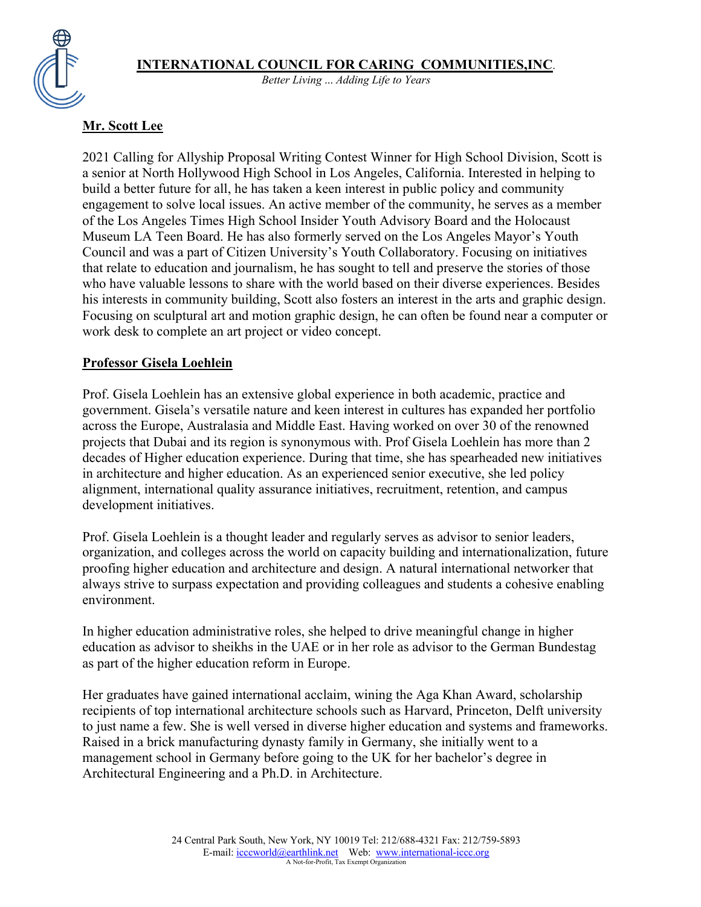**INTERNATIONAL COUNCIL FOR CARING COMMUNITIES,INC.**

*Better Living ... Adding Life to Years*

## Mr. Scott Lee

2021 Calling for Allyship Proposal Writing Contest Winner for High School Division, Scott is a senior at North Hollywood High School in Los Angeles, California. Interested in helping to build a better future for all, he has taken a keen interest in public policy and community engagement to solve local issues. An active member of the community, he serves as a member of the Los Angeles Times High School Insider Youth Advisory Board and the Holocaust Museum LA Teen Board. He has also formerly served on the Los Angeles Mayor's Youth Council and was a part of Citizen University's Youth Collaboratory. Focusing on initiatives that relate to education and journalism, he has sought to tell and preserve the stories of those who have valuable lessons to share with the world based on their diverse experiences. Besides his interests in community building, Scott also fosters an interest in the arts and graphic design. Focusing on sculptural art and motion graphic design, he can often be found near a computer or work desk to complete an art project or video concept.

## Professor Gisela Loehlein

Prof. Gisela Loehlein has an extensive global experience in both academic, practice and government. Gisela's versatile nature and keen interest in cultures has expanded her portfolio across the Europe, Australasia and Middle East. Having worked on over 30 of the renowned projects that Dubai and its region is synonymous with. Prof Gisela Loehlein has more than 2 decades of Higher education experience. During that time, she has spearheaded new initiatives in architecture and higher education. As an experienced senior executive, she led policy alignment, international quality assurance initiatives, recruitment, retention, and campus development initiatives.

Prof. Gisela Loehlein is a thought leader and regularly serves as advisor to senior leaders, organization, and colleges across the world on capacity building and internationalization, future proofing higher education and architecture and design. A natural international networker that always strive to surpass expectation and providing colleagues and students a cohesive enabling environment.

In higher education administrative roles, she helped to drive meaningful change in higher education as advisor to sheikhs in the UAE or in her role as advisor to the German Bundestag as part of the higher education reform in Europe.

Her graduates have gained international acclaim, wining the Aga Khan Award, scholarship recipients of top international architecture schools such as Harvard, Princeton, Delft university to just name a few. She is well versed in diverse higher education and systems and frameworks. Raised in a brick manufacturing dynasty family in Germany, she initially went to a management school in Germany before going to the UK for her bachelor's degree in Architectural Engineering and a Ph.D. in Architecture.

24 Central Park South, New York, NY 10019 Tel: 212/688-4321 Fax: 212/759-5893
E-mail: icccworld@earthlink.net Web: www.international-iccc.org
A Not-for-Profit, Tax Exempt Organization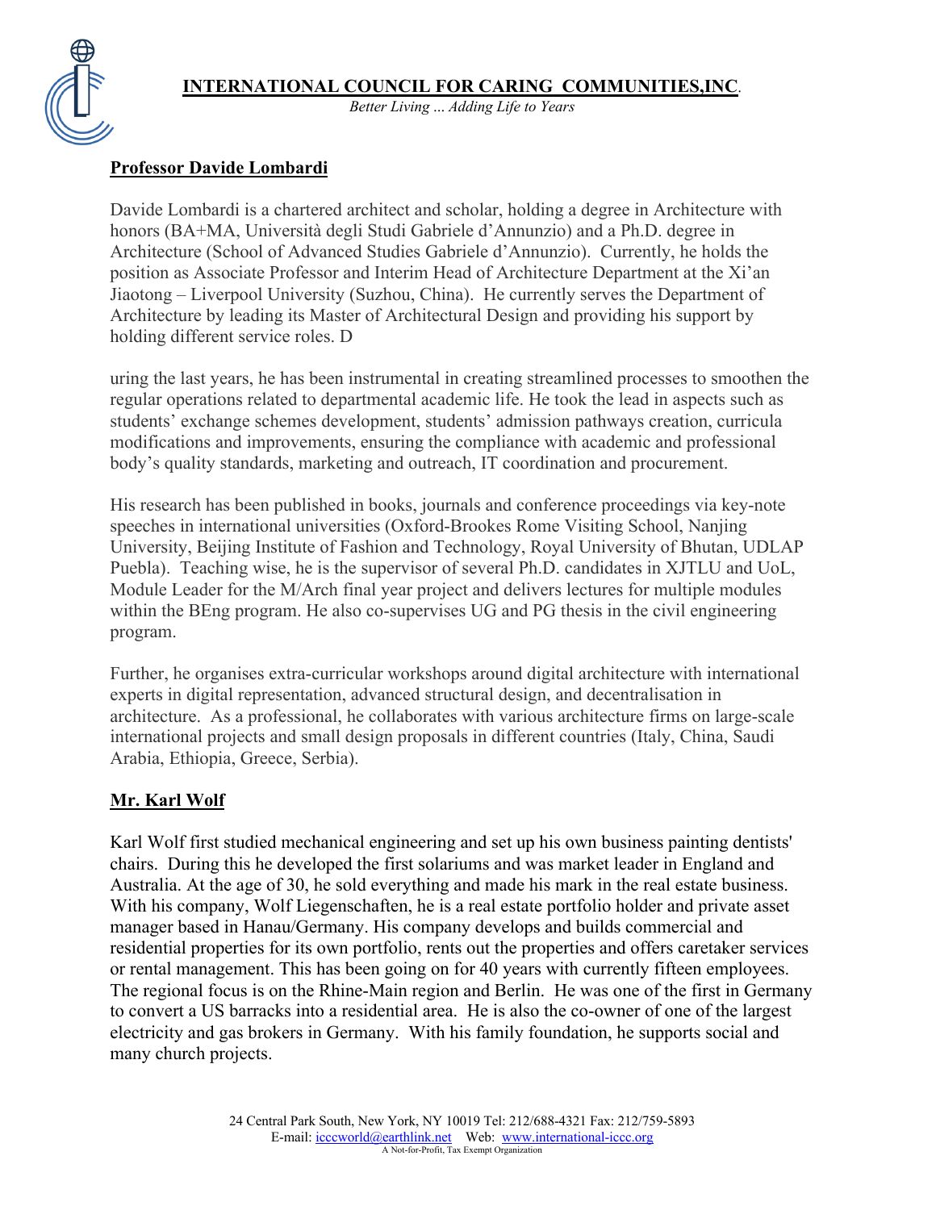**INTERNATIONAL COUNCIL FOR CARING COMMUNITIES,INC**.

*Better Living ... Adding Life to Years*

## Professor Davide Lombardi

Davide Lombardi is a chartered architect and scholar, holding a degree in Architecture with honors (BA+MA, Università degli Studi Gabriele d'Annunzio) and a Ph.D. degree in Architecture (School of Advanced Studies Gabriele d'Annunzio). Currently, he holds the position as Associate Professor and Interim Head of Architecture Department at the Xi'an Jiaotong – Liverpool University (Suzhou, China). He currently serves the Department of Architecture by leading its Master of Architectural Design and providing his support by holding different service roles. D

uring the last years, he has been instrumental in creating streamlined processes to smoothen the regular operations related to departmental academic life. He took the lead in aspects such as students' exchange schemes development, students' admission pathways creation, curricula modifications and improvements, ensuring the compliance with academic and professional body's quality standards, marketing and outreach, IT coordination and procurement.

His research has been published in books, journals and conference proceedings via key-note speeches in international universities (Oxford-Brookes Rome Visiting School, Nanjing University, Beijing Institute of Fashion and Technology, Royal University of Bhutan, UDLAP Puebla). Teaching wise, he is the supervisor of several Ph.D. candidates in XJTLU and UoL, Module Leader for the M/Arch final year project and delivers lectures for multiple modules within the BEng program. He also co-supervises UG and PG thesis in the civil engineering program.

Further, he organises extra-curricular workshops around digital architecture with international experts in digital representation, advanced structural design, and decentralisation in architecture. As a professional, he collaborates with various architecture firms on large-scale international projects and small design proposals in different countries (Italy, China, Saudi Arabia, Ethiopia, Greece, Serbia).

## Mr. Karl Wolf

Karl Wolf first studied mechanical engineering and set up his own business painting dentists' chairs. During this he developed the first solariums and was market leader in England and Australia. At the age of 30, he sold everything and made his mark in the real estate business. With his company, Wolf Liegenschaften, he is a real estate portfolio holder and private asset manager based in Hanau/Germany. His company develops and builds commercial and residential properties for its own portfolio, rents out the properties and offers caretaker services or rental management. This has been going on for 40 years with currently fifteen employees. The regional focus is on the Rhine-Main region and Berlin. He was one of the first in Germany to convert a US barracks into a residential area. He is also the co-owner of one of the largest electricity and gas brokers in Germany. With his family foundation, he supports social and many church projects.

24 Central Park South, New York, NY 10019 Tel: 212/688-4321 Fax: 212/759-5893
E-mail: icccworld@earthlink.net Web: www.international-iccc.org
A Not-for-Profit, Tax Exempt Organization